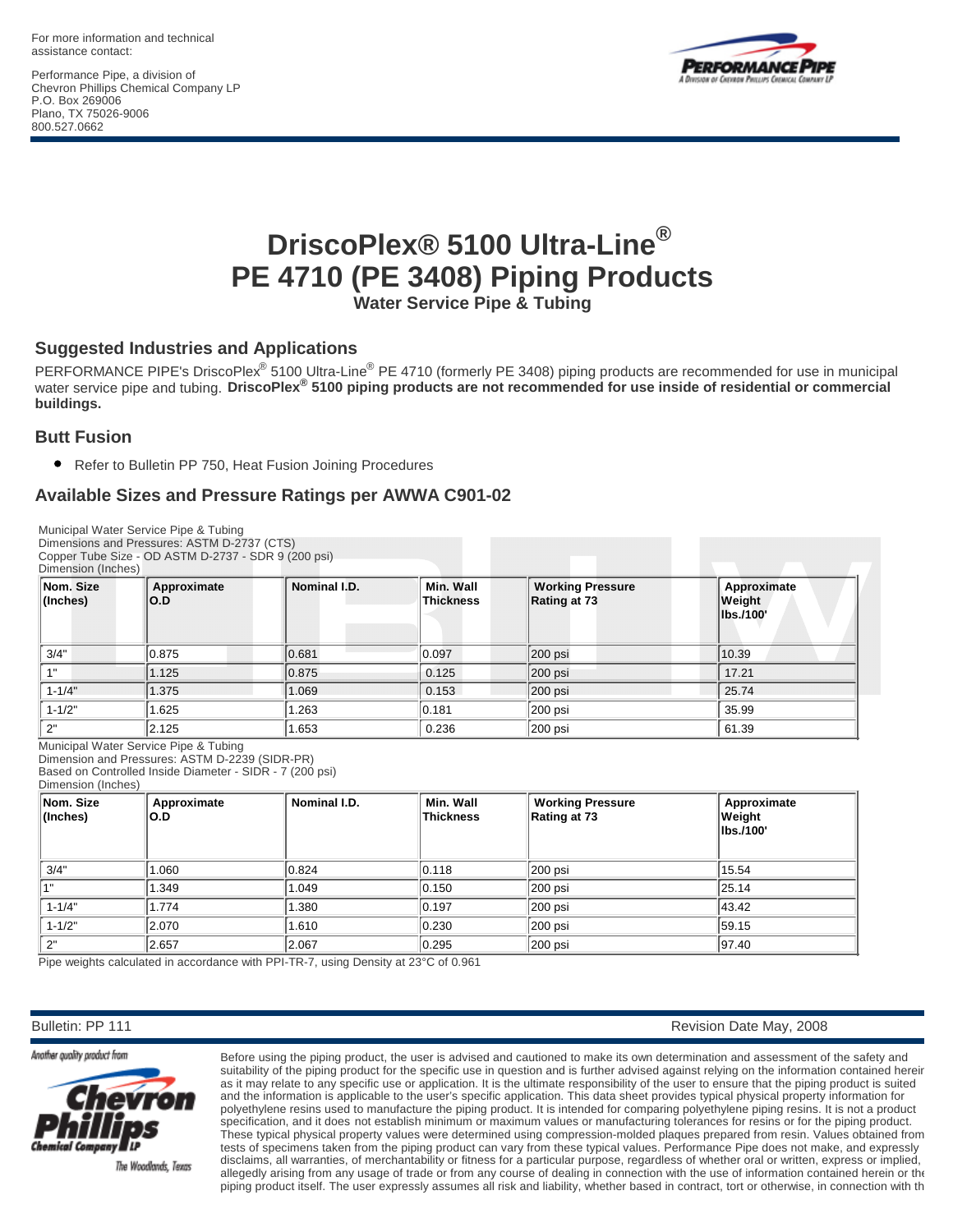For more information and technical assistance contact:

Performance Pipe, a division of
Chevron Phillips Chemical Company LP
P.O. Box 269006
Plano, TX 75026-9006
800.527.0662

# DriscoPlex® 5100 Ultra-Line®
# PE 4710 (PE 3408) Piping Products

### Water Service Pipe & Tubing

## Suggested Industries and Applications

PERFORMANCE PIPE's DriscoPlex® 5100 Ultra-Line® PE 4710 (formerly PE 3408) piping products are recommended for use in municipal water service pipe and tubing. **DriscoPlex® 5100 piping products are not recommended for use inside of residential or commercial buildings.**

## Butt Fusion

- Refer to Bulletin PP 750, Heat Fusion Joining Procedures

## Available Sizes and Pressure Ratings per AWWA C901-02

Municipal Water Service Pipe & Tubing
Dimensions and Pressures: ASTM D-2737 (CTS)
Copper Tube Size - OD ASTM D-2737 - SDR 9 (200 psi)
Dimension (Inches)

| Nom. Size (Inches) | Approximate O.D | Nominal I.D. | Min. Wall Thickness | Working Pressure Rating at 73 | Approximate Weight lbs./100' |
|---|---|---|---|---|---|
| 3/4" | 0.875 | 0.681 | 0.097 | 200 psi | 10.39 |
| 1" | 1.125 | 0.875 | 0.125 | 200 psi | 17.21 |
| 1-1/4" | 1.375 | 1.069 | 0.153 | 200 psi | 25.74 |
| 1-1/2" | 1.625 | 1.263 | 0.181 | 200 psi | 35.99 |
| 2" | 2.125 | 1.653 | 0.236 | 200 psi | 61.39 |

Municipal Water Service Pipe & Tubing
Dimension and Pressures: ASTM D-2239 (SIDR-PR)
Based on Controlled Inside Diameter - SIDR - 7 (200 psi)
Dimension (Inches)

| Nom. Size (Inches) | Approximate O.D | Nominal I.D. | Min. Wall Thickness | Working Pressure Rating at 73 | Approximate Weight lbs./100' |
|---|---|---|---|---|---|
| 3/4" | 1.060 | 0.824 | 0.118 | 200 psi | 15.54 |
| 1" | 1.349 | 1.049 | 0.150 | 200 psi | 25.14 |
| 1-1/4" | 1.774 | 1.380 | 0.197 | 200 psi | 43.42 |
| 1-1/2" | 2.070 | 1.610 | 0.230 | 200 psi | 59.15 |
| 2" | 2.657 | 2.067 | 0.295 | 200 psi | 97.40 |

Pipe weights calculated in accordance with PPI-TR-7, using Density at 23°C of 0.961

Bulletin: PP 111 Revision Date May, 2008

Another quality product from Chevron Phillips Chemical Company LP, The Woodlands, Texas

Before using the piping product, the user is advised and cautioned to make its own determination and assessment of the safety and suitability of the piping product for the specific use in question and is further advised against relying on the information contained herein as it may relate to any specific use or application. It is the ultimate responsibility of the user to ensure that the piping product is suited and the information is applicable to the user's specific application. This data sheet provides typical physical property information for polyethylene resins used to manufacture the piping product. It is intended for comparing polyethylene piping resins. It is not a product specification, and it does not establish minimum or maximum values or manufacturing tolerances for resins or for the piping product. These typical physical property values were determined using compression-molded plaques prepared from resin. Values obtained from tests of specimens taken from the piping product can vary from these typical values. Performance Pipe does not make, and expressly disclaims, all warranties, of merchantability or fitness for a particular purpose, regardless of whether oral or written, express or implied, allegedly arising from any usage of trade or from any course of dealing in connection with the use of information contained herein or the piping product itself. The user expressly assumes all risk and liability, whether based in contract, tort or otherwise, in connection with th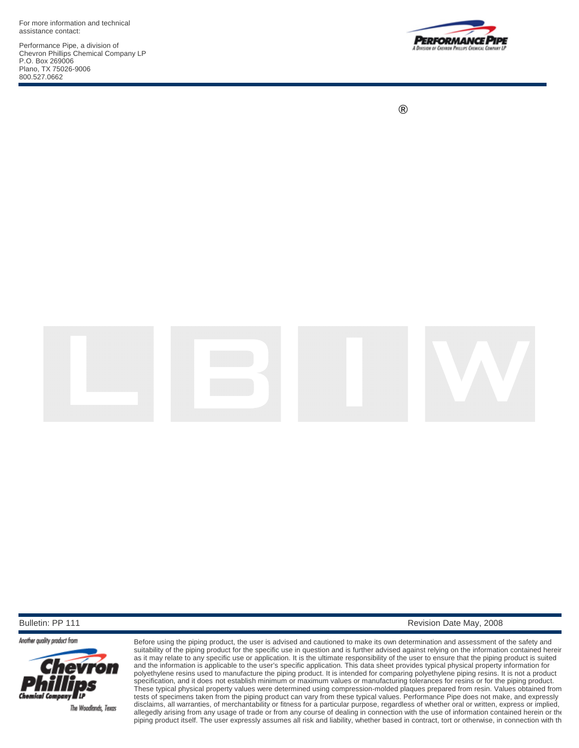For more information and technical assistance contact:

Performance Pipe, a division of
Chevron Phillips Chemical Company LP
P.O. Box 269006
Plano, TX 75026-9006
800.527.0662

®

L B I W

Bulletin: PP 111

Revision Date May, 2008

Another quality product from

Chevron Phillips Chemical Company LP

The Woodlands, Texas

Before using the piping product, the user is advised and cautioned to make its own determination and assessment of the safety and suitability of the piping product for the specific use in question and is further advised against relying on the information contained herein as it may relate to any specific use or application. It is the ultimate responsibility of the user to ensure that the piping product is suited and the information is applicable to the user's specific application. This data sheet provides typical physical property information for polyethylene resins used to manufacture the piping product. It is intended for comparing polyethylene piping resins. It is not a product specification, and it does not establish minimum or maximum values or manufacturing tolerances for resins or for the piping product. These typical physical property values were determined using compression-molded plaques prepared from resin. Values obtained from tests of specimens taken from the piping product can vary from these typical values. Performance Pipe does not make, and expressly disclaims, all warranties, of merchantability or fitness for a particular purpose, regardless of whether oral or written, express or implied, allegedly arising from any usage of trade or from any course of dealing in connection with the use of information contained herein or the piping product itself. The user expressly assumes all risk and liability, whether based in contract, tort or otherwise, in connection with th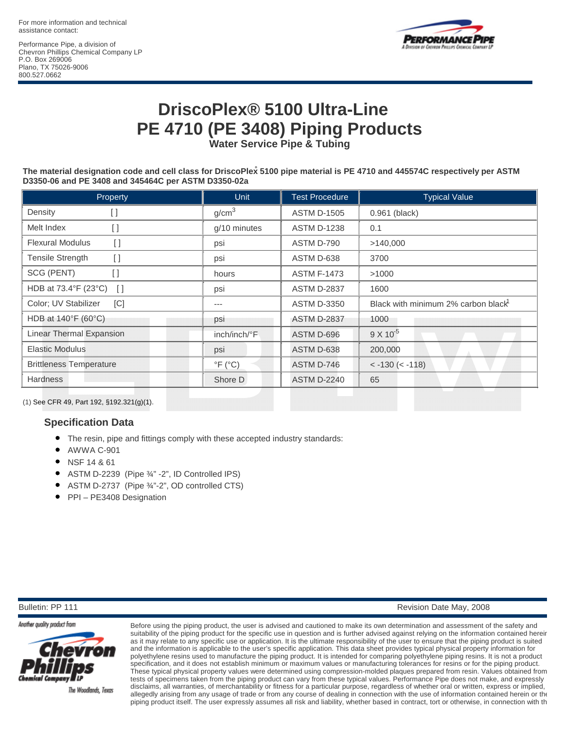For more information and technical assistance contact:

Performance Pipe, a division of
Chevron Phillips Chemical Company LP
P.O. Box 269006
Plano, TX 75026-9006
800.527.0662

# DriscoPlex® 5100 Ultra-Line PE 4710 (PE 3408) Piping Products

## Water Service Pipe & Tubing

**The material designation code and cell class for DriscoPlex® 5100 pipe material is PE 4710 and 445574C respectively per ASTM D3350-06 and PE 3408 and 345464C per ASTM D3350-02a**

| Property | Unit | Test Procedure | Typical Value |
|---|---|---|---|
| Density [ ] | g/cm$^3$ | ASTM D-1505 | 0.961 (black) |
| Melt Index [ ] | g/10 minutes | ASTM D-1238 | 0.1 |
| Flexural Modulus [ ] | psi | ASTM D-790 | >140,000 |
| Tensile Strength [ ] | psi | ASTM D-638 | 3700 |
| SCG (PENT) [ ] | hours | ASTM F-1473 | >1000 |
| HDB at 73.4°F (23°C) [ ] | psi | ASTM D-2837 | 1600 |
| Color; UV Stabilizer [C] | --- | ASTM D-3350 | Black with minimum 2% carbon black[1] |
| HDB at 140°F (60°C) | psi | ASTM D-2837 | 1000 |
| Linear Thermal Expansion | inch/inch/°F | ASTM D-696 | $9 \times 10^{-5}$ |
| Elastic Modulus | psi | ASTM D-638 | 200,000 |
| Brittleness Temperature | °F (°C) | ASTM D-746 | < -130 (< -118) |
| Hardness | Shore D | ASTM D-2240 | 65 |

(1) See CFR 49, Part 192, §192.321(g)(1).

### Specification Data

- The resin, pipe and fittings comply with these accepted industry standards:
- AWWA C-901
- NSF 14 & 61
- ASTM D-2239 (Pipe ¾" -2", ID Controlled IPS)
- ASTM D-2737 (Pipe ¾"-2", OD controlled CTS)
- PPI – PE3408 Designation

Bulletin: PP 111

Revision Date May, 2008

Another quality product from Chevron Phillips Chemical Company LP, The Woodlands, Texas

Before using the piping product, the user is advised and cautioned to make its own determination and assessment of the safety and suitability of the piping product for the specific use in question and is further advised against relying on the information contained herein as it may relate to any specific use or application. It is the ultimate responsibility of the user to ensure that the piping product is suited and the information is applicable to the user's specific application. This data sheet provides typical physical property information for polyethylene resins used to manufacture the piping product. It is intended for comparing polyethylene piping resins. It is not a product specification, and it does not establish minimum or maximum values or manufacturing tolerances for resins or for the piping product. These typical physical property values were determined using compression-molded plaques prepared from resin. Values obtained from tests of specimens taken from the piping product can vary from these typical values. Performance Pipe does not make, and expressly disclaims, all warranties, of merchantability or fitness for a particular purpose, regardless of whether oral or written, express or implied, allegedly arising from any usage of trade or from any course of dealing in connection with the use of information contained herein or the piping product itself. The user expressly assumes all risk and liability, whether based in contract, tort or otherwise, in connection with th